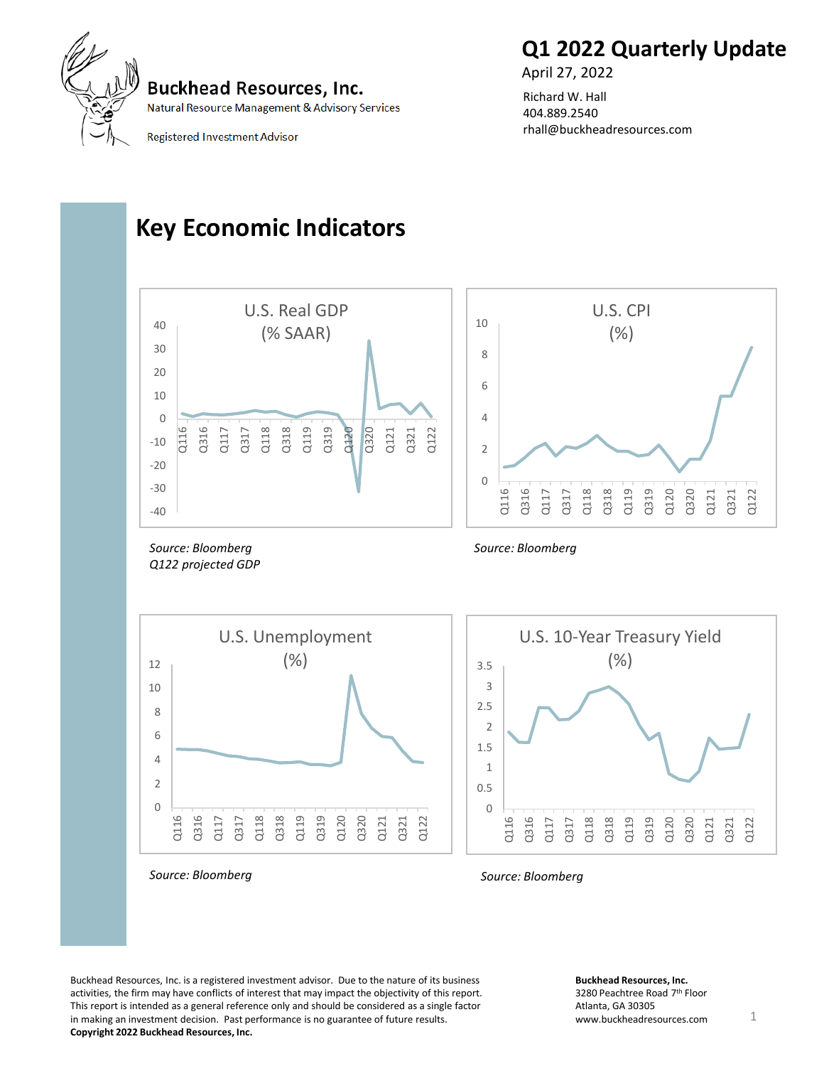Buckhead Resources, Inc.

Natural Resource Management & Advisory Services

Registered Investment Advisor

# Q1 2022 Quarterly Update

April 27, 2022

Richard W. Hall
404.889.2540
rhall@buckheadresources.com

## Key Economic Indicators

U.S. Real GDP (% SAAR)

*Source: Bloomberg*
*Q122 projected GDP*

U.S. CPI (%)

*Source: Bloomberg*

U.S. Unemployment (%)

*Source: Bloomberg*

U.S. 10-Year Treasury Yield (%)

*Source: Bloomberg*

Buckhead Resources, Inc. is a registered investment advisor. Due to the nature of its business activities, the firm may have conflicts of interest that may impact the objectivity of this report. This report is intended as a general reference only and should be considered as a single factor in making an investment decision. Past performance is no guarantee of future results.
**Copyright 2022 Buckhead Resources, Inc.**

**Buckhead Resources, Inc.**
3280 Peachtree Road 7th Floor
Atlanta, GA 30305
www.buckheadresources.com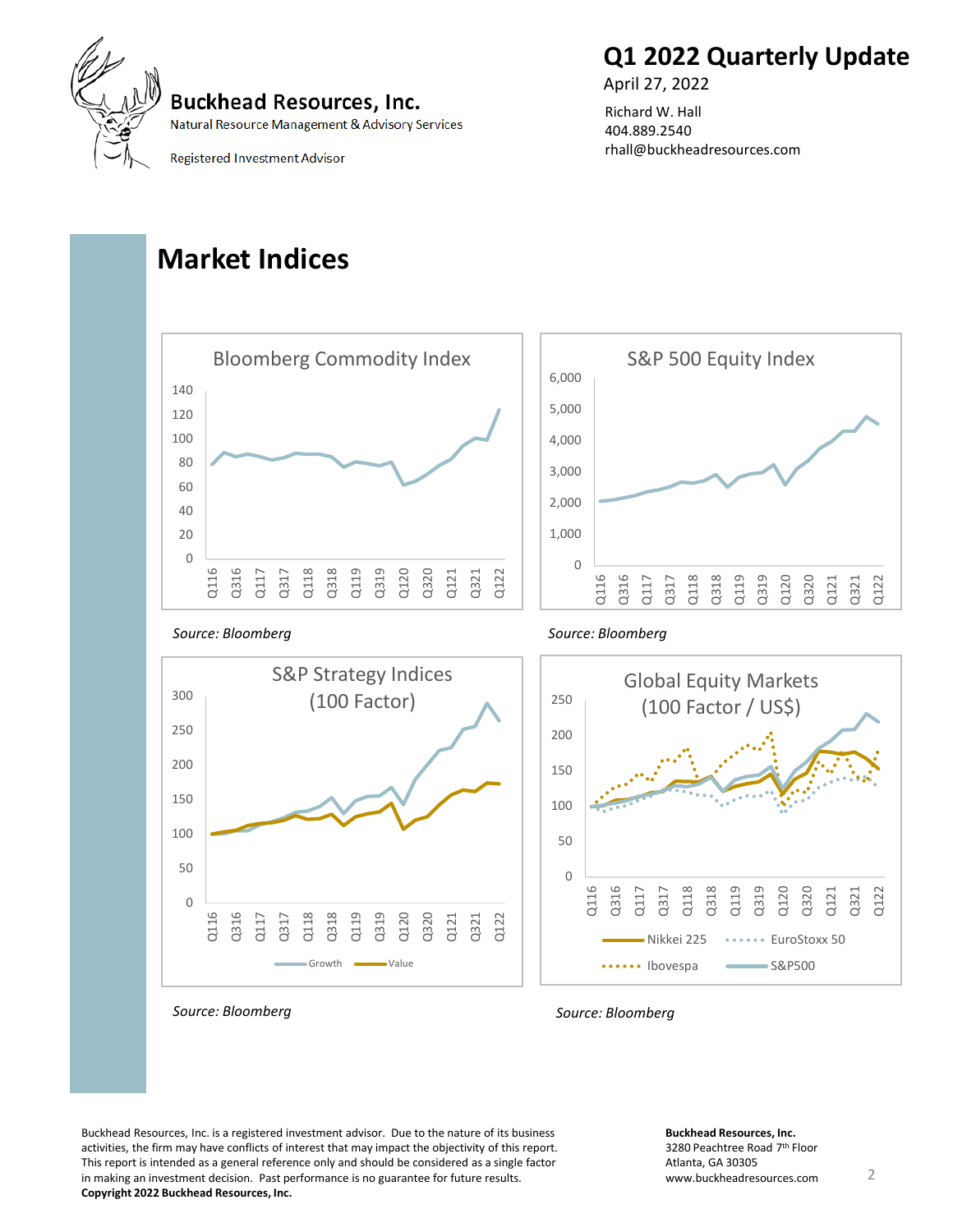Buckhead Resources, Inc.
Natural Resource Management & Advisory Services

Registered Investment Advisor

# Q1 2022 Quarterly Update

April 27, 2022

Richard W. Hall
404.889.2540
rhall@buckheadresources.com

## Market Indices

**Bloomberg Commodity Index**

*Source: Bloomberg*

**S&P 500 Equity Index**

*Source: Bloomberg*

**S&P Strategy Indices (100 Factor)**

*Source: Bloomberg*

**Global Equity Markets (100 Factor / US$)**

*Source: Bloomberg*

Buckhead Resources, Inc. is a registered investment advisor. Due to the nature of its business activities, the firm may have conflicts of interest that may impact the objectivity of this report. This report is intended as a general reference only and should be considered as a single factor in making an investment decision. Past performance is no guarantee for future results.
**Copyright 2022 Buckhead Resources, Inc.**

**Buckhead Resources, Inc.**
3280 Peachtree Road 7th Floor
Atlanta, GA 30305
www.buckheadresources.com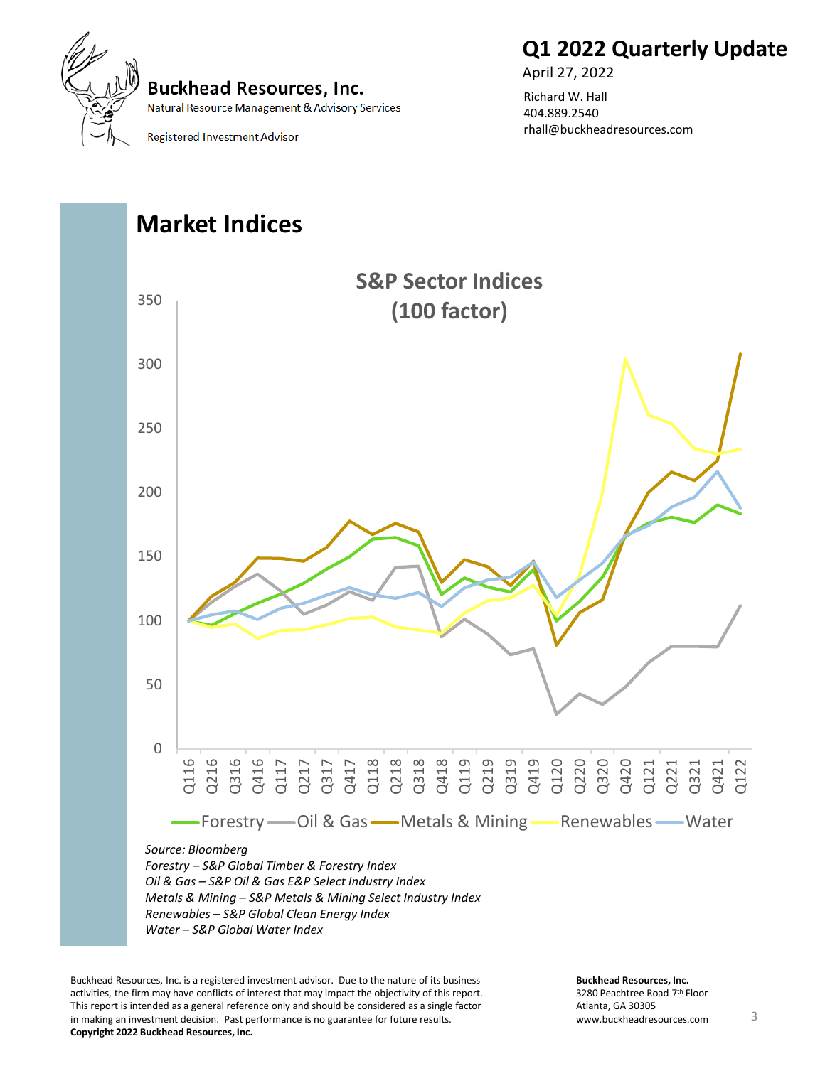Buckhead Resources, Inc.

Natural Resource Management & Advisory Services

Registered Investment Advisor

# Q1 2022 Quarterly Update

April 27, 2022

Richard W. Hall
404.889.2540
rhall@buckheadresources.com

## Market Indices

**S&P Sector Indices (100 factor)**

Forestry, Oil & Gas, Metals & Mining, Renewables, Water

*Source: Bloomberg*
*Forestry – S&P Global Timber & Forestry Index*
*Oil & Gas – S&P Oil & Gas E&P Select Industry Index*
*Metals & Mining – S&P Metals & Mining Select Industry Index*
*Renewables – S&P Global Clean Energy Index*
*Water – S&P Global Water Index*

Buckhead Resources, Inc. is a registered investment advisor. Due to the nature of its business activities, the firm may have conflicts of interest that may impact the objectivity of this report. This report is intended as a general reference only and should be considered as a single factor in making an investment decision. Past performance is no guarantee for future results.
**Copyright 2022 Buckhead Resources, Inc.**

**Buckhead Resources, Inc.**
3280 Peachtree Road 7th Floor
Atlanta, GA 30305
www.buckheadresources.com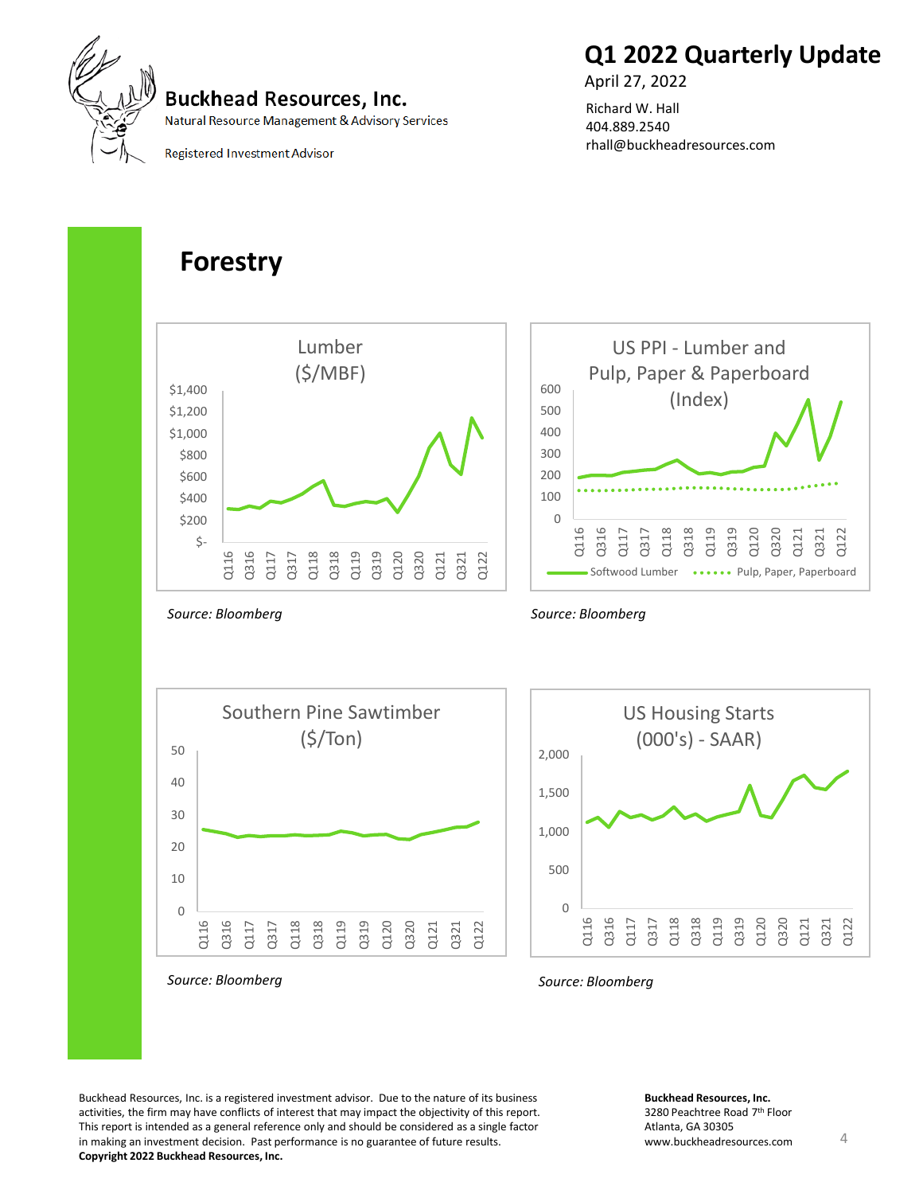# Q1 2022 Quarterly Update

April 27, 2022

Richard W. Hall
404.889.2540
rhall@buckheadresources.com

**Buckhead Resources, Inc.**
Natural Resource Management & Advisory Services

Registered Investment Advisor

## Forestry

Lumber ($/MBF)

*Source: Bloomberg*

US PPI - Lumber and Pulp, Paper & Paperboard (Index)

*Source: Bloomberg*

Southern Pine Sawtimber ($/Ton)

*Source: Bloomberg*

US Housing Starts (000's) - SAAR

*Source: Bloomberg*

Buckhead Resources, Inc. is a registered investment advisor. Due to the nature of its business activities, the firm may have conflicts of interest that may impact the objectivity of this report. This report is intended as a general reference only and should be considered as a single factor in making an investment decision. Past performance is no guarantee of future results.
**Copyright 2022 Buckhead Resources, Inc.**

**Buckhead Resources, Inc.**
3280 Peachtree Road 7th Floor
Atlanta, GA 30305
www.buckheadresources.com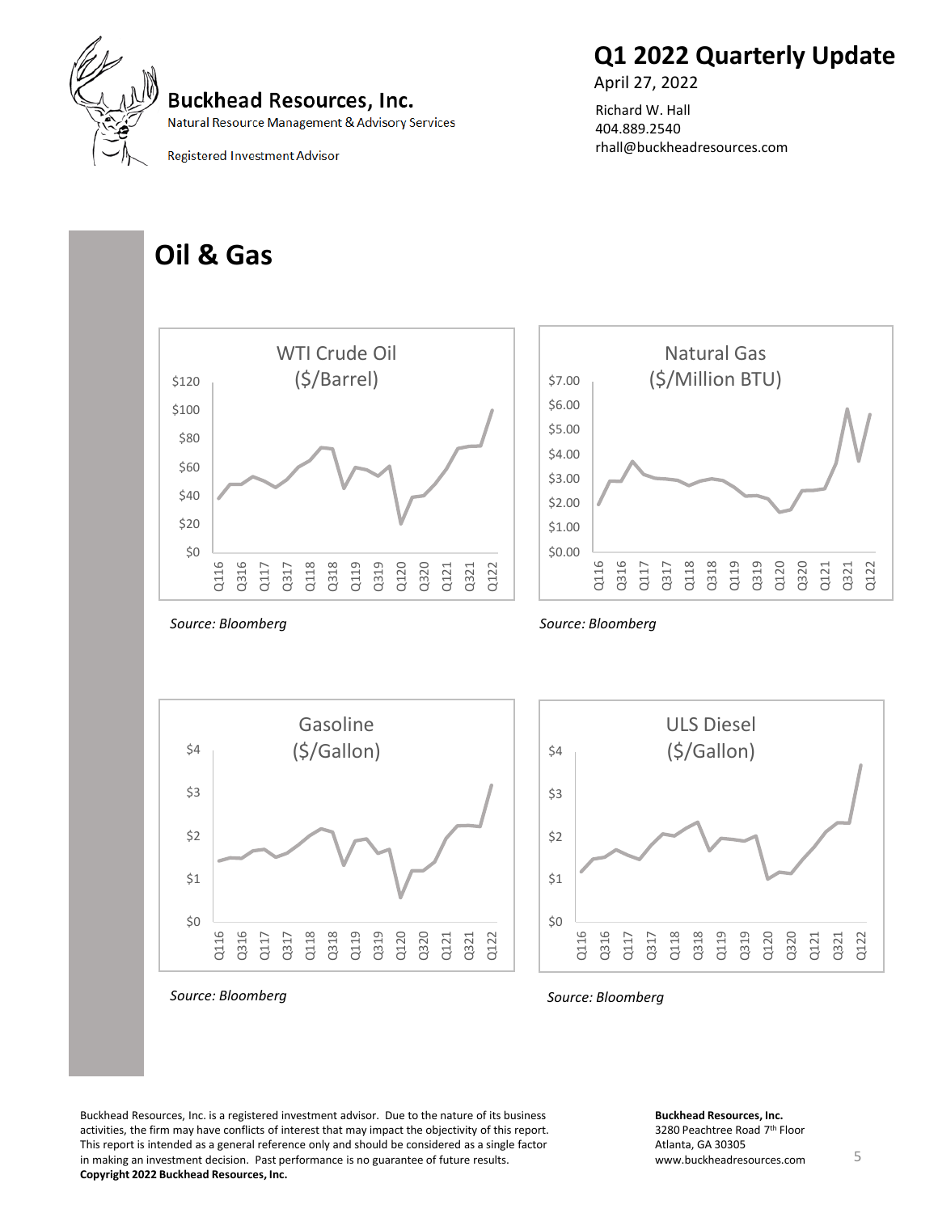# Oil & Gas

WTI Crude Oil
($/Barrel)

*Source: Bloomberg*

Natural Gas
($/Million BTU)

*Source: Bloomberg*

Gasoline
($/Gallon)

*Source: Bloomberg*

ULS Diesel
($/Gallon)

*Source: Bloomberg*

Buckhead Resources, Inc. is a registered investment advisor. Due to the nature of its business activities, the firm may have conflicts of interest that may impact the objectivity of this report. This report is intended as a general reference only and should be considered as a single factor in making an investment decision. Past performance is no guarantee of future results.
**Copyright 2022 Buckhead Resources, Inc.**

**Buckhead Resources, Inc.**
3280 Peachtree Road 7th Floor
Atlanta, GA 30305
www.buckheadresources.com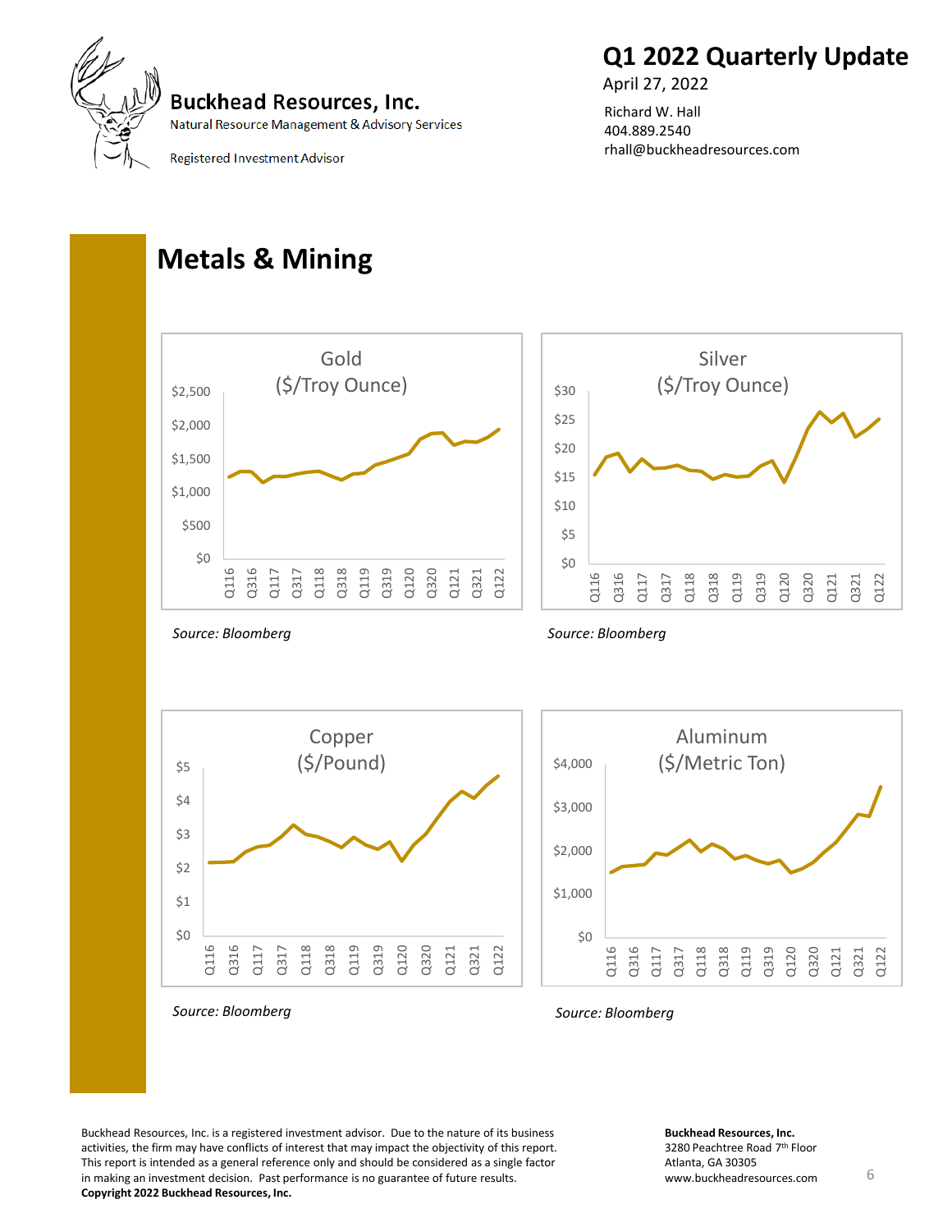# Q1 2022 Quarterly Update

April 27, 2022

Richard W. Hall
404.889.2540
rhall@buckheadresources.com

**Buckhead Resources, Inc.**
Natural Resource Management & Advisory Services

Registered Investment Advisor

## Metals & Mining

Gold ($/Troy Ounce)

*Source: Bloomberg*

Silver ($/Troy Ounce)

*Source: Bloomberg*

Copper ($/Pound)

*Source: Bloomberg*

Aluminum ($/Metric Ton)

*Source: Bloomberg*

Buckhead Resources, Inc. is a registered investment advisor. Due to the nature of its business activities, the firm may have conflicts of interest that may impact the objectivity of this report. This report is intended as a general reference only and should be considered as a single factor in making an investment decision. Past performance is no guarantee of future results.
**Copyright 2022 Buckhead Resources, Inc.**

**Buckhead Resources, Inc.**
3280 Peachtree Road 7th Floor
Atlanta, GA 30305
www.buckheadresources.com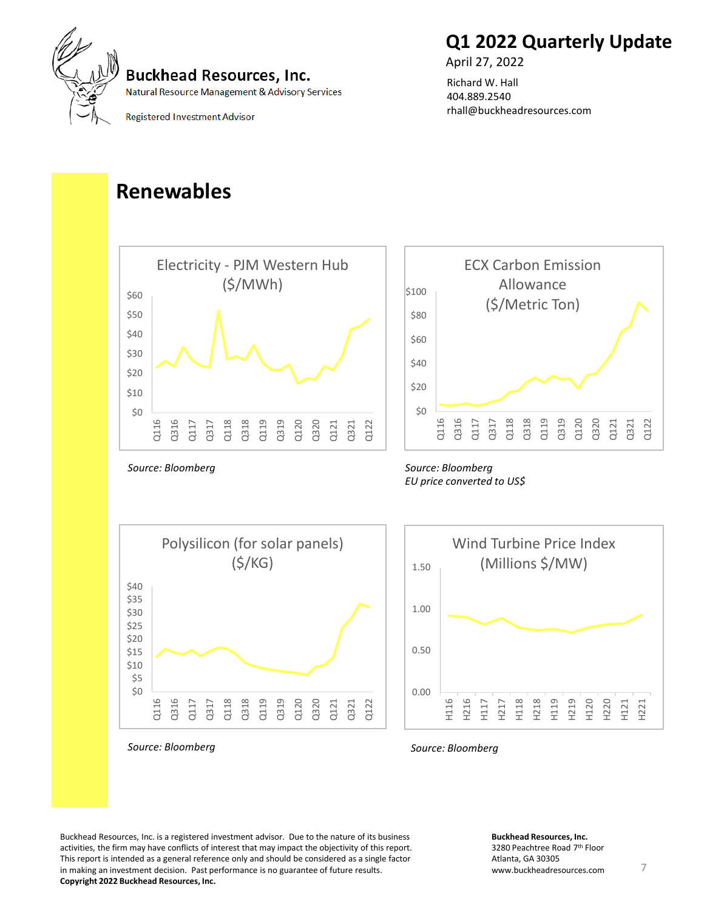## Renewables

**Electricity - PJM Western Hub ($/MWh)**

Source: Bloomberg

**ECX Carbon Emission Allowance ($/Metric Ton)**

Source: Bloomberg
EU price converted to US$

**Polysilicon (for solar panels) ($/KG)**

Source: Bloomberg

**Wind Turbine Price Index (Millions $/MW)**

Source: Bloomberg

Buckhead Resources, Inc. is a registered investment advisor. Due to the nature of its business activities, the firm may have conflicts of interest that may impact the objectivity of this report. This report is intended as a general reference only and should be considered as a single factor in making an investment decision. Past performance is no guarantee of future results.
**Copyright 2022 Buckhead Resources, Inc.**

**Buckhead Resources, Inc.**
3280 Peachtree Road 7th Floor
Atlanta, GA 30305
www.buckheadresources.com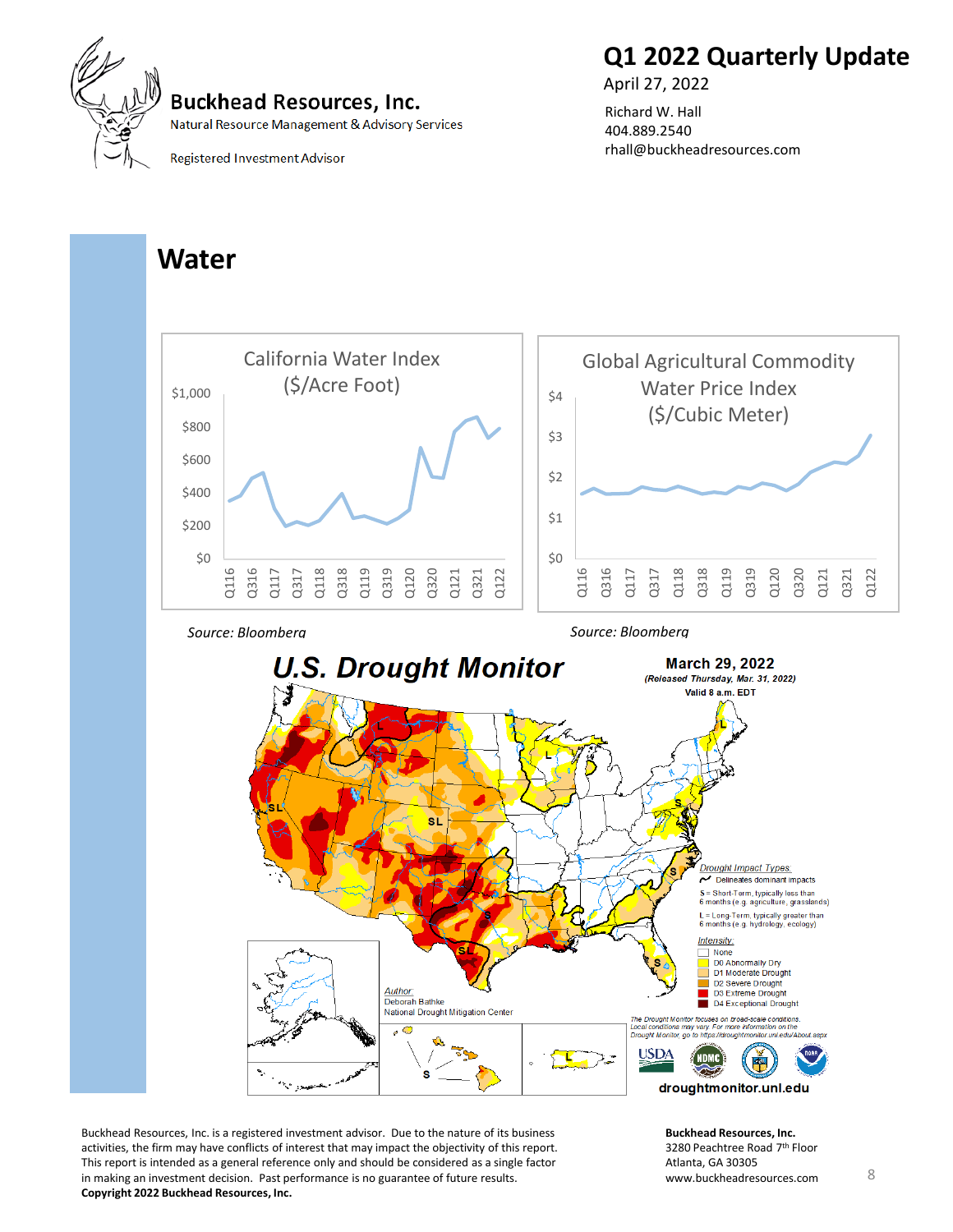Buckhead Resources, Inc.

Natural Resource Management & Advisory Services

Registered Investment Advisor

# Q1 2022 Quarterly Update

April 27, 2022

Richard W. Hall
404.889.2540
rhall@buckheadresources.com

## Water

California Water Index ($/Acre Foot)

*Source: Bloomberg*

Global Agricultural Commodity Water Price Index ($/Cubic Meter)

*Source: Bloomberg*

U.S. Drought Monitor

March 29, 2022
(Released Thursday, Mar. 31, 2022)
Valid 8 a.m. EDT

Author: Deborah Bathke, National Drought Mitigation Center

droughtmonitor.unl.edu

Buckhead Resources, Inc. is a registered investment advisor. Due to the nature of its business activities, the firm may have conflicts of interest that may impact the objectivity of this report. This report is intended as a general reference only and should be considered as a single factor in making an investment decision. Past performance is no guarantee of future results.
**Copyright 2022 Buckhead Resources, Inc.**

**Buckhead Resources, Inc.**
3280 Peachtree Road 7th Floor
Atlanta, GA 30305
www.buckheadresources.com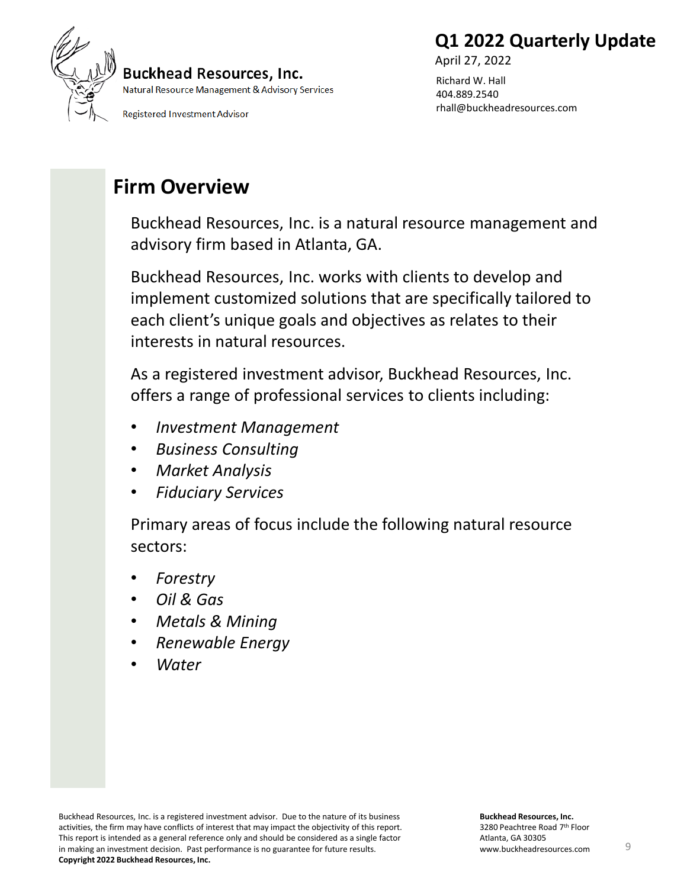Buckhead Resources, Inc.

Natural Resource Management & Advisory Services

Registered Investment Advisor

## Q1 2022 Quarterly Update

April 27, 2022

Richard W. Hall
404.889.2540
rhall@buckheadresources.com

# Firm Overview

Buckhead Resources, Inc. is a natural resource management and advisory firm based in Atlanta, GA.

Buckhead Resources, Inc. works with clients to develop and implement customized solutions that are specifically tailored to each client's unique goals and objectives as relates to their interests in natural resources.

As a registered investment advisor, Buckhead Resources, Inc. offers a range of professional services to clients including:

- *Investment Management*
- *Business Consulting*
- *Market Analysis*
- *Fiduciary Services*

Primary areas of focus include the following natural resource sectors:

- *Forestry*
- *Oil & Gas*
- *Metals & Mining*
- *Renewable Energy*
- *Water*

Buckhead Resources, Inc. is a registered investment advisor. Due to the nature of its business activities, the firm may have conflicts of interest that may impact the objectivity of this report. This report is intended as a general reference only and should be considered as a single factor in making an investment decision. Past performance is no guarantee for future results.
**Copyright 2022 Buckhead Resources, Inc.**

**Buckhead Resources, Inc.**
3280 Peachtree Road 7th Floor
Atlanta, GA 30305
www.buckheadresources.com